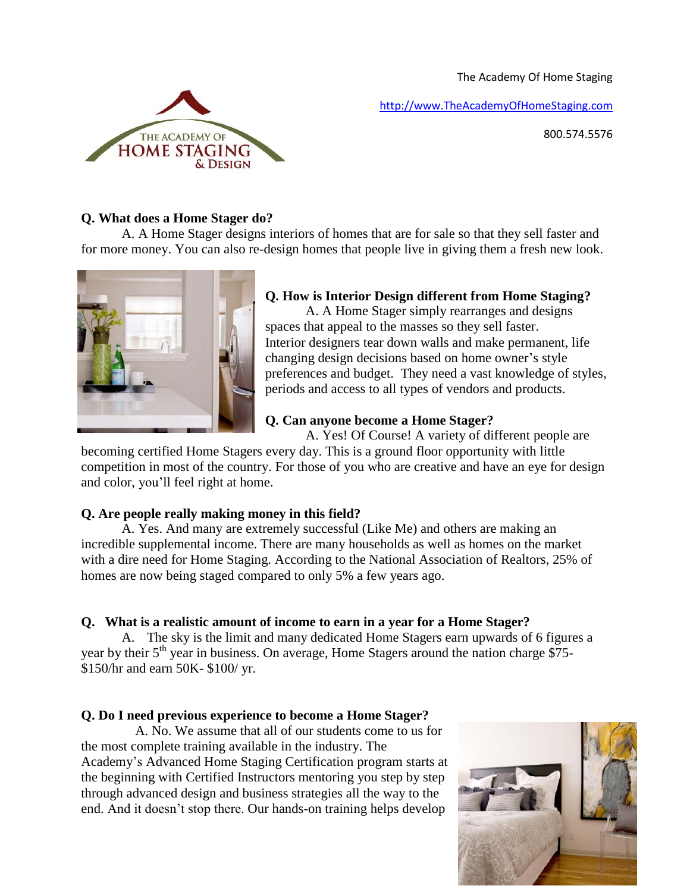The Academy Of Home Staging

http://www.TheAcademyOfHomeStaging.com

800.574.5576

**Q. What does a Home Stager do?**

A. A Home Stager designs interiors of homes that are for sale so that they sell faster and for more money. You can also re-design homes that people live in giving them a fresh new look.

**Q. How is Interior Design different from Home Staging?**

A. A Home Stager simply rearranges and designs spaces that appeal to the masses so they sell faster. Interior designers tear down walls and make permanent, life changing design decisions based on home owner's style preferences and budget. They need a vast knowledge of styles, periods and access to all types of vendors and products.

**Q. Can anyone become a Home Stager?**

A. Yes! Of Course! A variety of different people are becoming certified Home Stagers every day. This is a ground floor opportunity with little competition in most of the country. For those of you who are creative and have an eye for design and color, you'll feel right at home.

**Q. Are people really making money in this field?**

A. Yes. And many are extremely successful (Like Me) and others are making an incredible supplemental income. There are many households as well as homes on the market with a dire need for Home Staging. According to the National Association of Realtors, 25% of homes are now being staged compared to only 5% a few years ago.

**Q. What is a realistic amount of income to earn in a year for a Home Stager?**

A. The sky is the limit and many dedicated Home Stagers earn upwards of 6 figures a year by their 5th year in business. On average, Home Stagers around the nation charge $75-$150/hr and earn 50K- $100/ yr.

**Q. Do I need previous experience to become a Home Stager?**

A. No. We assume that all of our students come to us for the most complete training available in the industry. The Academy's Advanced Home Staging Certification program starts at the beginning with Certified Instructors mentoring you step by step through advanced design and business strategies all the way to the end. And it doesn't stop there. Our hands-on training helps develop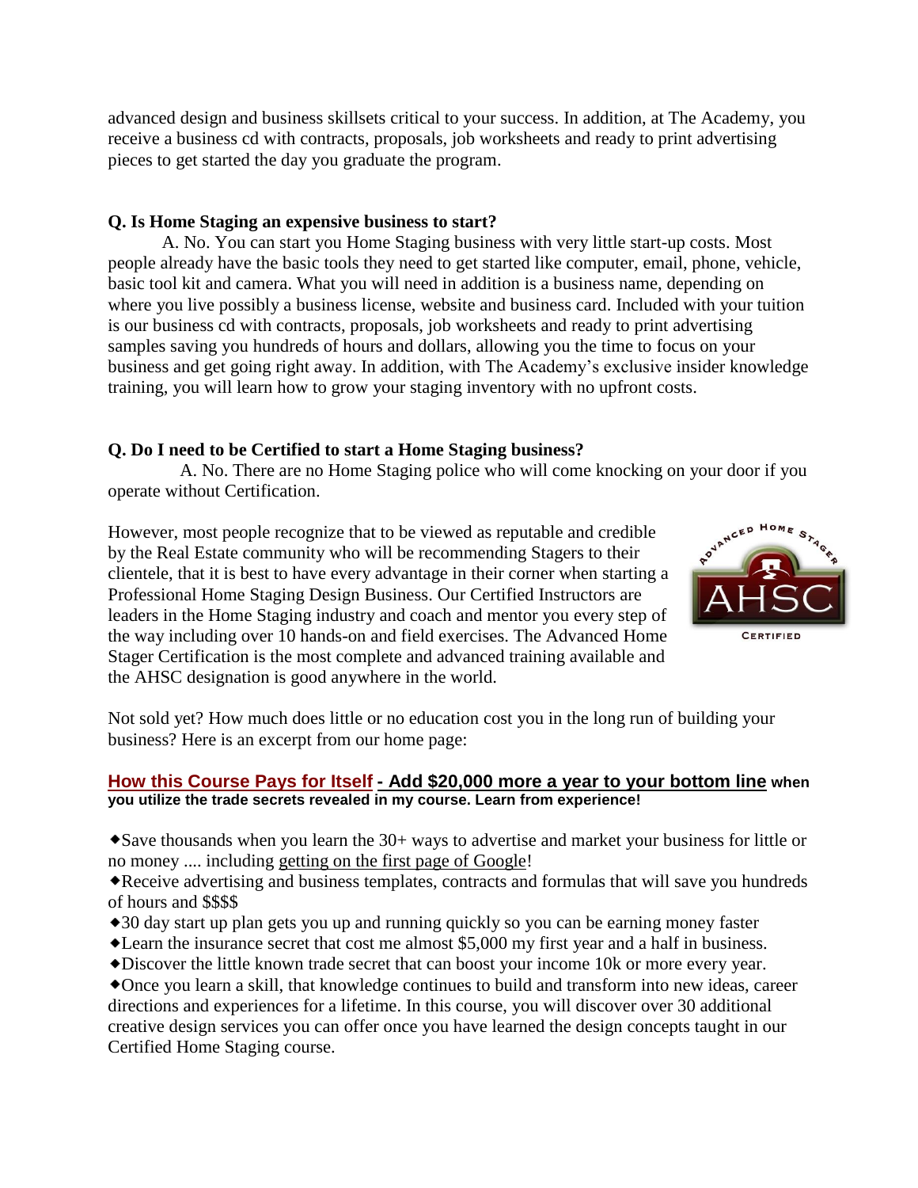advanced design and business skillsets critical to your success. In addition, at The Academy, you receive a business cd with contracts, proposals, job worksheets and ready to print advertising pieces to get started the day you graduate the program.

**Q. Is Home Staging an expensive business to start?**

A. No. You can start you Home Staging business with very little start-up costs. Most people already have the basic tools they need to get started like computer, email, phone, vehicle, basic tool kit and camera. What you will need in addition is a business name, depending on where you live possibly a business license, website and business card. Included with your tuition is our business cd with contracts, proposals, job worksheets and ready to print advertising samples saving you hundreds of hours and dollars, allowing you the time to focus on your business and get going right away. In addition, with The Academy's exclusive insider knowledge training, you will learn how to grow your staging inventory with no upfront costs.

**Q. Do I need to be Certified to start a Home Staging business?**

A. No. There are no Home Staging police who will come knocking on your door if you operate without Certification.

However, most people recognize that to be viewed as reputable and credible by the Real Estate community who will be recommending Stagers to their clientele, that it is best to have every advantage in their corner when starting a Professional Home Staging Design Business. Our Certified Instructors are leaders in the Home Staging industry and coach and mentor you every step of the way including over 10 hands-on and field exercises. The Advanced Home Stager Certification is the most complete and advanced training available and the AHSC designation is good anywhere in the world.

Not sold yet? How much does little or no education cost you in the long run of building your business? Here is an excerpt from our home page:

**How this Course Pays for Itself - Add $20,000 more a year to your bottom line when you utilize the trade secrets revealed in my course. Learn from experience!**

- Save thousands when you learn the 30+ ways to advertise and market your business for little or no money .... including getting on the first page of Google!
- Receive advertising and business templates, contracts and formulas that will save you hundreds of hours and $$$$
- 30 day start up plan gets you up and running quickly so you can be earning money faster
- Learn the insurance secret that cost me almost $5,000 my first year and a half in business.
- Discover the little known trade secret that can boost your income 10k or more every year.
- Once you learn a skill, that knowledge continues to build and transform into new ideas, career directions and experiences for a lifetime. In this course, you will discover over 30 additional creative design services you can offer once you have learned the design concepts taught in our Certified Home Staging course.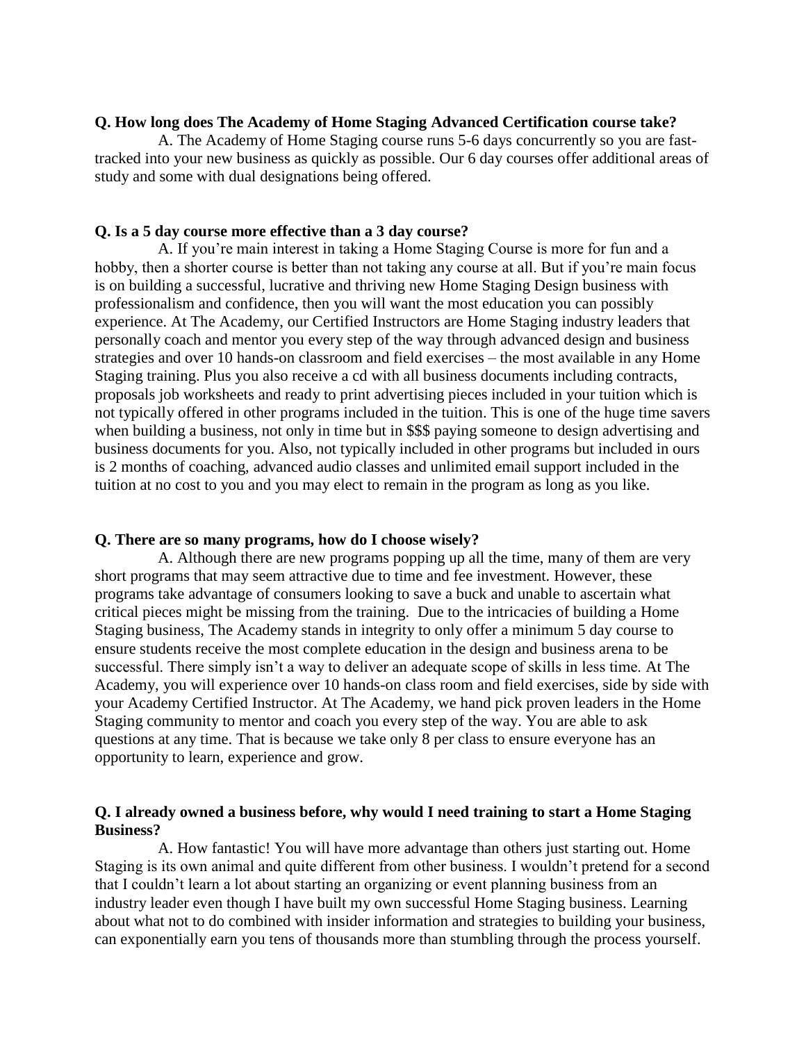**Q. How long does The Academy of Home Staging Advanced Certification course take?**

A. The Academy of Home Staging course runs 5-6 days concurrently so you are fast-tracked into your new business as quickly as possible. Our 6 day courses offer additional areas of study and some with dual designations being offered.

**Q. Is a 5 day course more effective than a 3 day course?**

A. If you're main interest in taking a Home Staging Course is more for fun and a hobby, then a shorter course is better than not taking any course at all. But if you're main focus is on building a successful, lucrative and thriving new Home Staging Design business with professionalism and confidence, then you will want the most education you can possibly experience. At The Academy, our Certified Instructors are Home Staging industry leaders that personally coach and mentor you every step of the way through advanced design and business strategies and over 10 hands-on classroom and field exercises – the most available in any Home Staging training. Plus you also receive a cd with all business documents including contracts, proposals job worksheets and ready to print advertising pieces included in your tuition which is not typically offered in other programs included in the tuition. This is one of the huge time savers when building a business, not only in time but in $$$ paying someone to design advertising and business documents for you. Also, not typically included in other programs but included in ours is 2 months of coaching, advanced audio classes and unlimited email support included in the tuition at no cost to you and you may elect to remain in the program as long as you like.

**Q. There are so many programs, how do I choose wisely?**

A. Although there are new programs popping up all the time, many of them are very short programs that may seem attractive due to time and fee investment. However, these programs take advantage of consumers looking to save a buck and unable to ascertain what critical pieces might be missing from the training. Due to the intricacies of building a Home Staging business, The Academy stands in integrity to only offer a minimum 5 day course to ensure students receive the most complete education in the design and business arena to be successful. There simply isn't a way to deliver an adequate scope of skills in less time. At The Academy, you will experience over 10 hands-on class room and field exercises, side by side with your Academy Certified Instructor. At The Academy, we hand pick proven leaders in the Home Staging community to mentor and coach you every step of the way. You are able to ask questions at any time. That is because we take only 8 per class to ensure everyone has an opportunity to learn, experience and grow.

**Q. I already owned a business before, why would I need training to start a Home Staging Business?**

A. How fantastic! You will have more advantage than others just starting out. Home Staging is its own animal and quite different from other business. I wouldn't pretend for a second that I couldn't learn a lot about starting an organizing or event planning business from an industry leader even though I have built my own successful Home Staging business. Learning about what not to do combined with insider information and strategies to building your business, can exponentially earn you tens of thousands more than stumbling through the process yourself.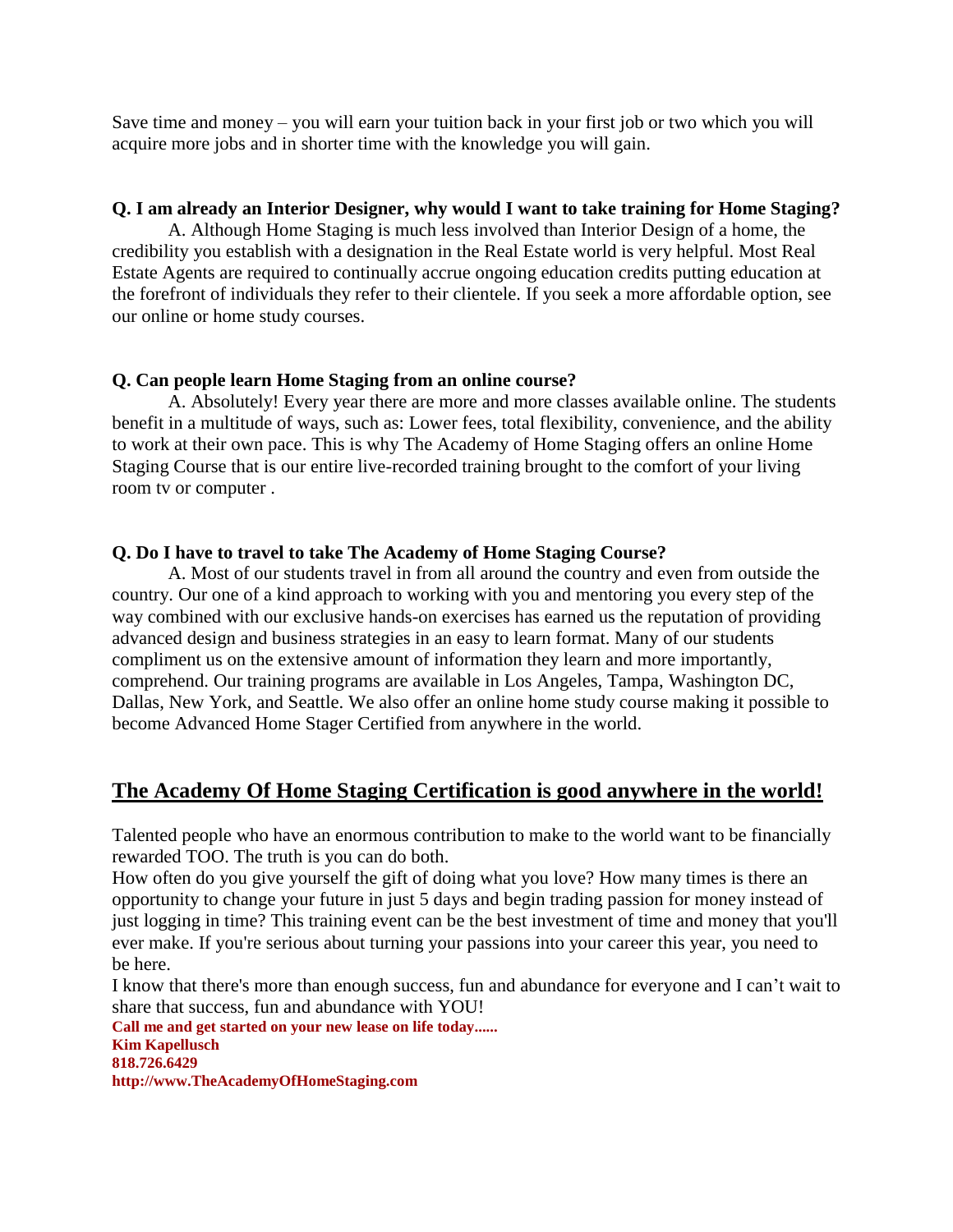Save time and money – you will earn your tuition back in your first job or two which you will acquire more jobs and in shorter time with the knowledge you will gain.

**Q. I am already an Interior Designer, why would I want to take training for Home Staging?**

A. Although Home Staging is much less involved than Interior Design of a home, the credibility you establish with a designation in the Real Estate world is very helpful. Most Real Estate Agents are required to continually accrue ongoing education credits putting education at the forefront of individuals they refer to their clientele. If you seek a more affordable option, see our online or home study courses.

**Q. Can people learn Home Staging from an online course?**

A. Absolutely! Every year there are more and more classes available online. The students benefit in a multitude of ways, such as: Lower fees, total flexibility, convenience, and the ability to work at their own pace. This is why The Academy of Home Staging offers an online Home Staging Course that is our entire live-recorded training brought to the comfort of your living room tv or computer .

**Q. Do I have to travel to take The Academy of Home Staging Course?**

A. Most of our students travel in from all around the country and even from outside the country. Our one of a kind approach to working with you and mentoring you every step of the way combined with our exclusive hands-on exercises has earned us the reputation of providing advanced design and business strategies in an easy to learn format. Many of our students compliment us on the extensive amount of information they learn and more importantly, comprehend. Our training programs are available in Los Angeles, Tampa, Washington DC, Dallas, New York, and Seattle. We also offer an online home study course making it possible to become Advanced Home Stager Certified from anywhere in the world.

## The Academy Of Home Staging Certification is good anywhere in the world!

Talented people who have an enormous contribution to make to the world want to be financially rewarded TOO. The truth is you can do both.

How often do you give yourself the gift of doing what you love? How many times is there an opportunity to change your future in just 5 days and begin trading passion for money instead of just logging in time? This training event can be the best investment of time and money that you'll ever make. If you're serious about turning your passions into your career this year, you need to be here.

I know that there's more than enough success, fun and abundance for everyone and I can't wait to share that success, fun and abundance with YOU!

**Call me and get started on your new lease on life today......**
**Kim Kapellusch**
**818.726.6429**
**http://www.TheAcademyOfHomeStaging.com**